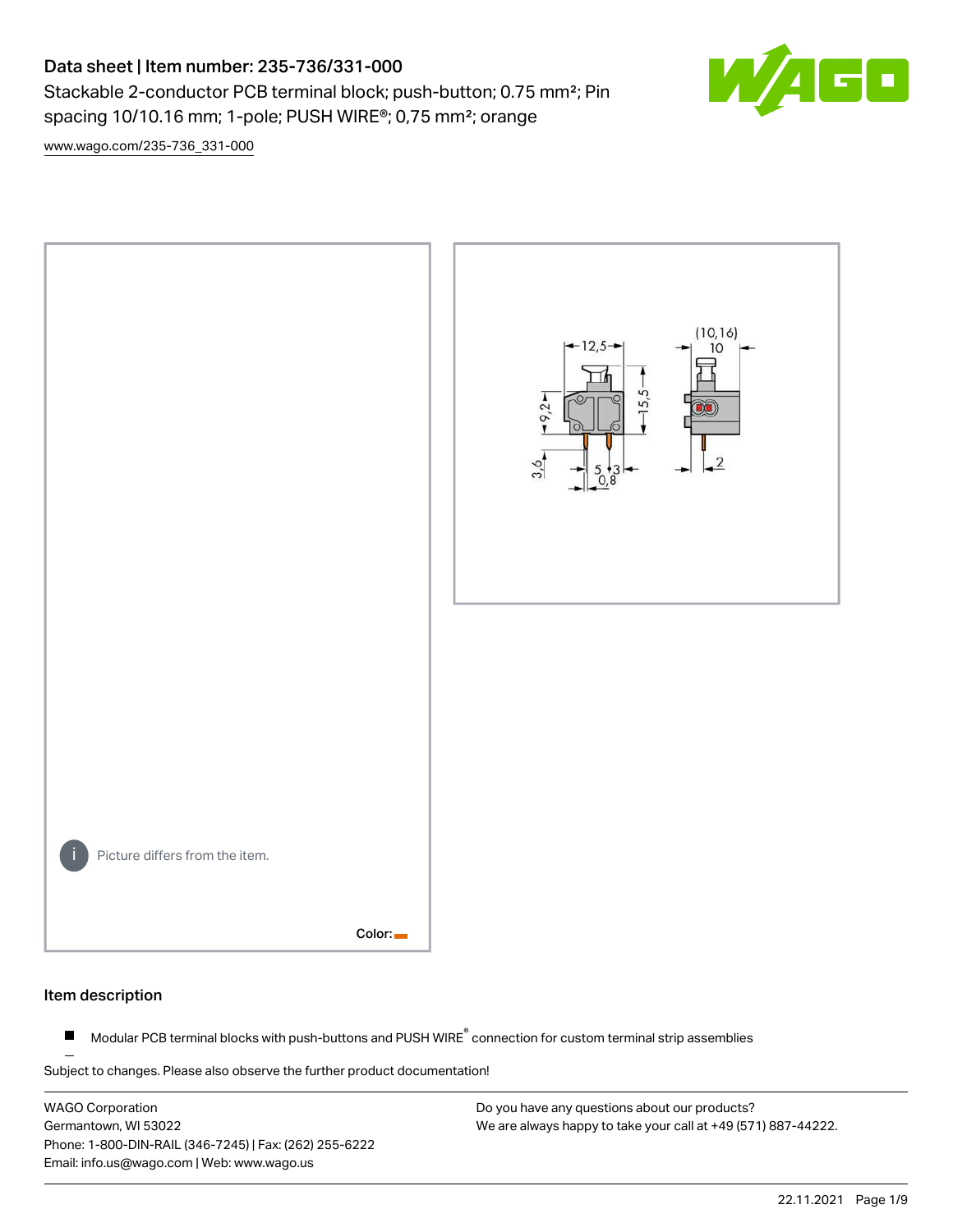# Data sheet | Item number: 235-736/331-000

Stackable 2-conductor PCB terminal block; push-button; 0.75 mm²; Pin spacing 10/10.16 mm; 1-pole; PUSH WIRE®; 0,75 mm²; orange

www.wago.com/235-736_331-000

Picture differs from the item.

Color:

## Item description

- Modular PCB terminal blocks with push-buttons and PUSH WIRE® connection for custom terminal strip assemblies

Subject to changes. Please also observe the further product documentation!

WAGO Corporation
Germantown, WI 53022
Phone: 1-800-DIN-RAIL (346-7245) | Fax: (262) 255-6222
Email: info.us@wago.com | Web: www.wago.us

Do you have any questions about our products?
We are always happy to take your call at +49 (571) 887-44222.

22.11.2021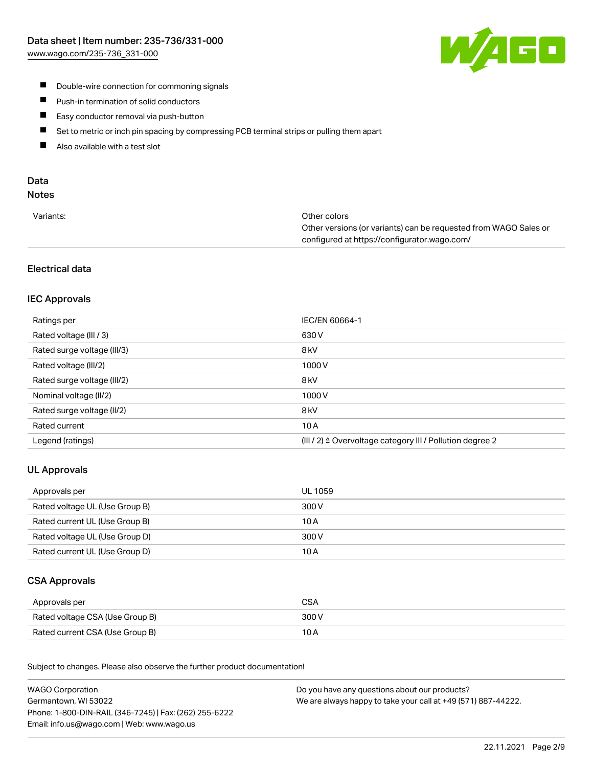- Double-wire connection for commoning signals
- Push-in termination of solid conductors
- Easy conductor removal via push-button
- Set to metric or inch pin spacing by compressing PCB terminal strips or pulling them apart
- Also available with a test slot

## Data

### Notes

| | |
|---|---|
| Variants: | Other colors<br>Other versions (or variants) can be requested from WAGO Sales or configured at https://configurator.wago.com/ |

### Electrical data

#### IEC Approvals

| | |
|---|---|
| Ratings per | IEC/EN 60664-1 |
| Rated voltage (III / 3) | 630 V |
| Rated surge voltage (III/3) | 8 kV |
| Rated voltage (III/2) | 1000 V |
| Rated surge voltage (III/2) | 8 kV |
| Nominal voltage (II/2) | 1000 V |
| Rated surge voltage (II/2) | 8 kV |
| Rated current | 10 A |
| Legend (ratings) | (III / 2) ≙ Overvoltage category III / Pollution degree 2 |

#### UL Approvals

| | |
|---|---|
| Approvals per | UL 1059 |
| Rated voltage UL (Use Group B) | 300 V |
| Rated current UL (Use Group B) | 10 A |
| Rated voltage UL (Use Group D) | 300 V |
| Rated current UL (Use Group D) | 10 A |

#### CSA Approvals

| | |
|---|---|
| Approvals per | CSA |
| Rated voltage CSA (Use Group B) | 300 V |
| Rated current CSA (Use Group B) | 10 A |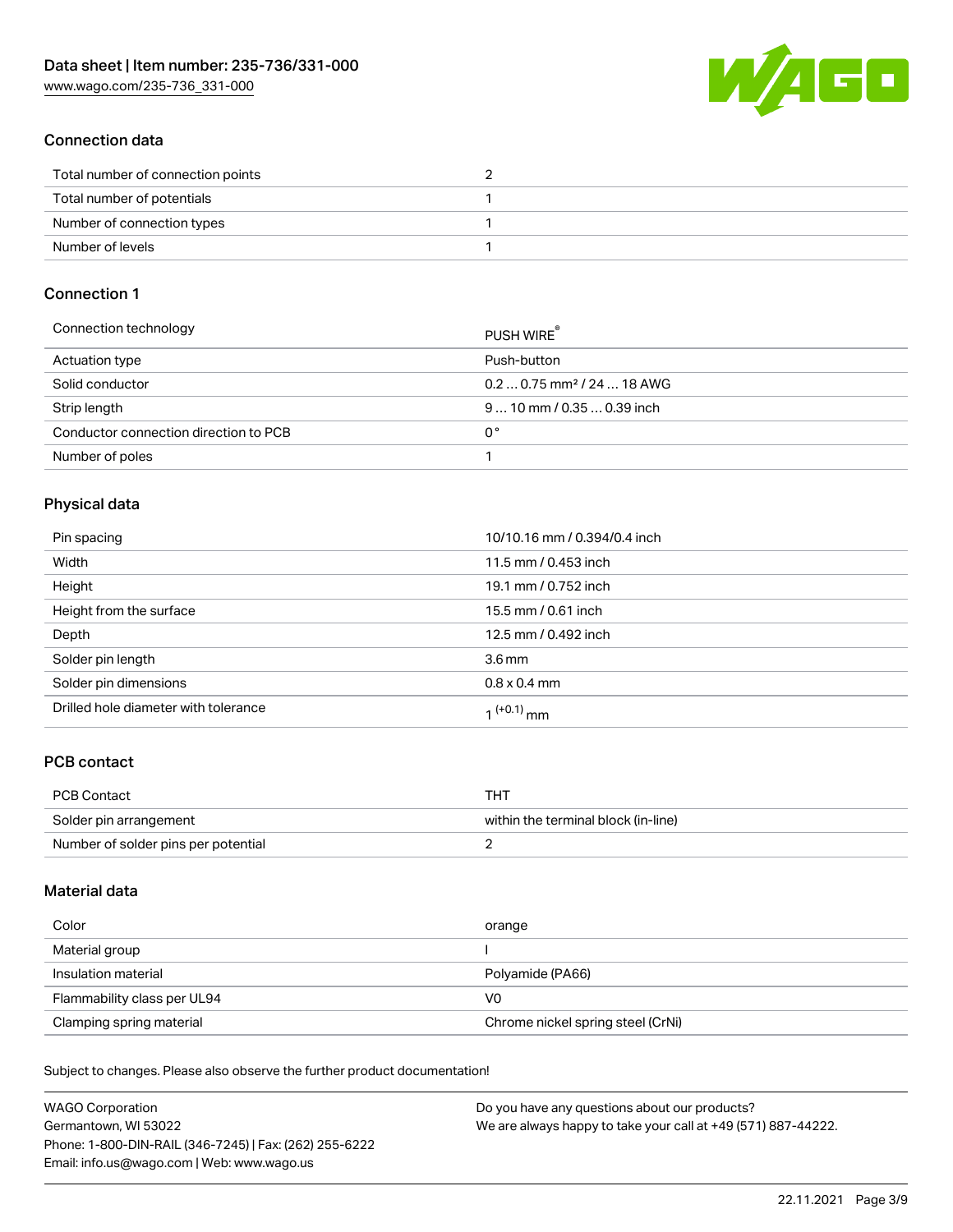## Connection data

| | |
|---|---|
| Total number of connection points | 2 |
| Total number of potentials | 1 |
| Number of connection types | 1 |
| Number of levels | 1 |

## Connection 1

| | |
|---|---|
| Connection technology | PUSH WIRE® |
| Actuation type | Push-button |
| Solid conductor | 0.2 … 0.75 mm² / 24 … 18 AWG |
| Strip length | 9 … 10 mm / 0.35 … 0.39 inch |
| Conductor connection direction to PCB | 0 ° |
| Number of poles | 1 |

## Physical data

| | |
|---|---|
| Pin spacing | 10/10.16 mm / 0.394/0.4 inch |
| Width | 11.5 mm / 0.453 inch |
| Height | 19.1 mm / 0.752 inch |
| Height from the surface | 15.5 mm / 0.61 inch |
| Depth | 12.5 mm / 0.492 inch |
| Solder pin length | 3.6 mm |
| Solder pin dimensions | 0.8 x 0.4 mm |
| Drilled hole diameter with tolerance | $1^{(+0.1)}$ mm |

## PCB contact

| | |
|---|---|
| PCB Contact | THT |
| Solder pin arrangement | within the terminal block (in-line) |
| Number of solder pins per potential | 2 |

## Material data

| | |
|---|---|
| Color | orange |
| Material group | I |
| Insulation material | Polyamide (PA66) |
| Flammability class per UL94 | V0 |
| Clamping spring material | Chrome nickel spring steel (CrNi) |

Subject to changes. Please also observe the further product documentation!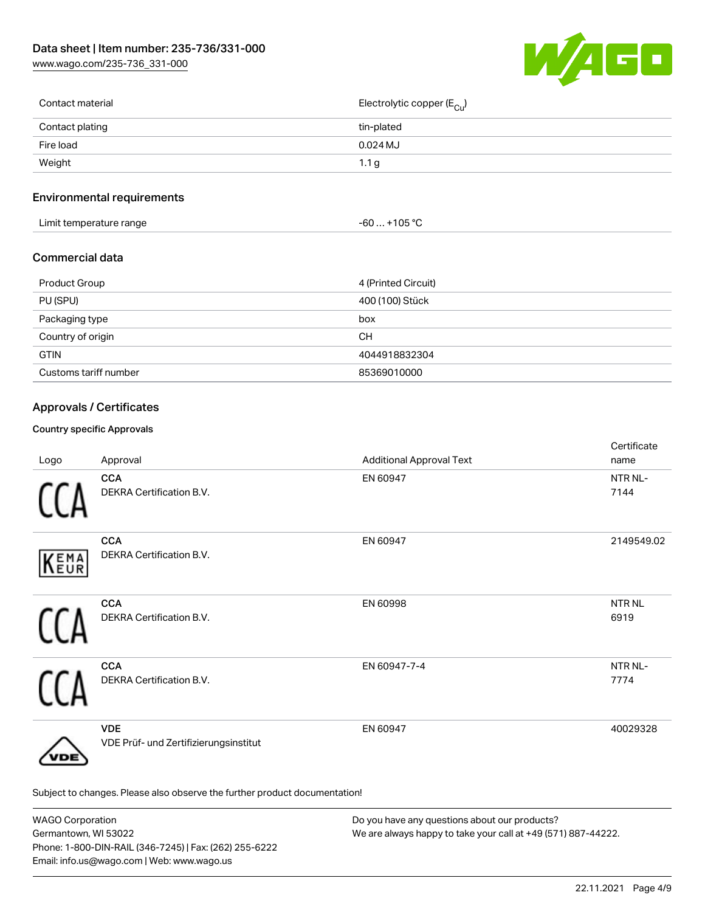| | |
|---|---|
| Contact material | Electrolytic copper ($E_{Cu}$) |
| Contact plating | tin-plated |
| Fire load | 0.024 MJ |
| Weight | 1.1 g |

## Environmental requirements

| | |
|---|---|
| Limit temperature range | -60 … +105 °C |

## Commercial data

| | |
|---|---|
| Product Group | 4 (Printed Circuit) |
| PU (SPU) | 400 (100) Stück |
| Packaging type | box |
| Country of origin | CH |
| GTIN | 4044918832304 |
| Customs tariff number | 85369010000 |

## Approvals / Certificates

### Country specific Approvals

| Logo | Approval | Additional Approval Text | Certificate name |
|---|---|---|---|
| CCA | **CCA** DEKRA Certification B.V. | EN 60947 | NTR NL-7144 |
| KEMA EUR | **CCA** DEKRA Certification B.V. | EN 60947 | 2149549.02 |
| CCA | **CCA** DEKRA Certification B.V. | EN 60998 | NTR NL 6919 |
| CCA | **CCA** DEKRA Certification B.V. | EN 60947-7-4 | NTR NL-7774 |
| VDE | **VDE** VDE Prüf- und Zertifizierungsinstitut | EN 60947 | 40029328 |

Subject to changes. Please also observe the further product documentation!

WAGO Corporation
Germantown, WI 53022
Phone: 1-800-DIN-RAIL (346-7245) | Fax: (262) 255-6222
Email: info.us@wago.com | Web: www.wago.us

Do you have any questions about our products?
We are always happy to take your call at +49 (571) 887-44222.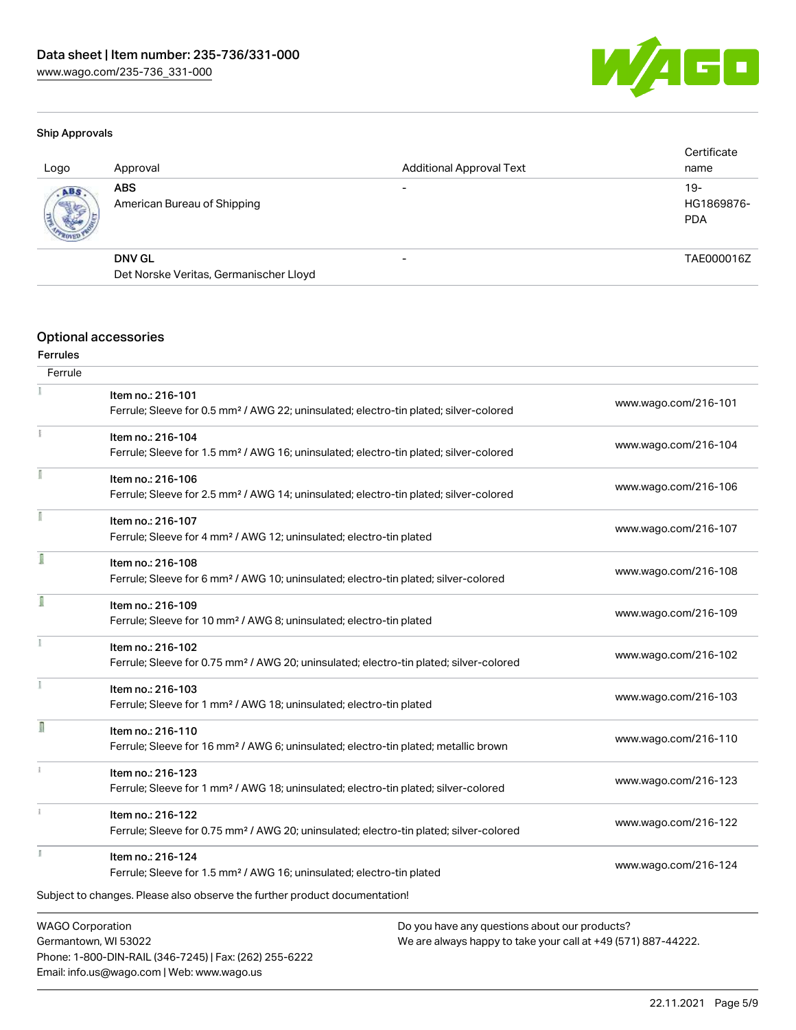### Ship Approvals

| Logo | Approval | Additional Approval Text | Certificate name |
| --- | --- | --- | --- |
| | **ABS** American Bureau of Shipping | - | 19-HG1869876-PDA |
| | **DNV GL** Det Norske Veritas, Germanischer Lloyd | - | TAE000016Z |

## Optional accessories

### Ferrules

| Ferrule | | |
| --- | --- | --- |
| | Item no.: 216-101 Ferrule; Sleeve for 0.5 mm² / AWG 22; uninsulated; electro-tin plated; silver-colored | www.wago.com/216-101 |
| | Item no.: 216-104 Ferrule; Sleeve for 1.5 mm² / AWG 16; uninsulated; electro-tin plated; silver-colored | www.wago.com/216-104 |
| | Item no.: 216-106 Ferrule; Sleeve for 2.5 mm² / AWG 14; uninsulated; electro-tin plated; silver-colored | www.wago.com/216-106 |
| | Item no.: 216-107 Ferrule; Sleeve for 4 mm² / AWG 12; uninsulated; electro-tin plated | www.wago.com/216-107 |
| | Item no.: 216-108 Ferrule; Sleeve for 6 mm² / AWG 10; uninsulated; electro-tin plated; silver-colored | www.wago.com/216-108 |
| | Item no.: 216-109 Ferrule; Sleeve for 10 mm² / AWG 8; uninsulated; electro-tin plated | www.wago.com/216-109 |
| | Item no.: 216-102 Ferrule; Sleeve for 0.75 mm² / AWG 20; uninsulated; electro-tin plated; silver-colored | www.wago.com/216-102 |
| | Item no.: 216-103 Ferrule; Sleeve for 1 mm² / AWG 18; uninsulated; electro-tin plated | www.wago.com/216-103 |
| | Item no.: 216-110 Ferrule; Sleeve for 16 mm² / AWG 6; uninsulated; electro-tin plated; metallic brown | www.wago.com/216-110 |
| | Item no.: 216-123 Ferrule; Sleeve for 1 mm² / AWG 18; uninsulated; electro-tin plated; silver-colored | www.wago.com/216-123 |
| | Item no.: 216-122 Ferrule; Sleeve for 0.75 mm² / AWG 20; uninsulated; electro-tin plated; silver-colored | www.wago.com/216-122 |
| | Item no.: 216-124 Ferrule; Sleeve for 1.5 mm² / AWG 16; uninsulated; electro-tin plated | www.wago.com/216-124 |

Subject to changes. Please also observe the further product documentation!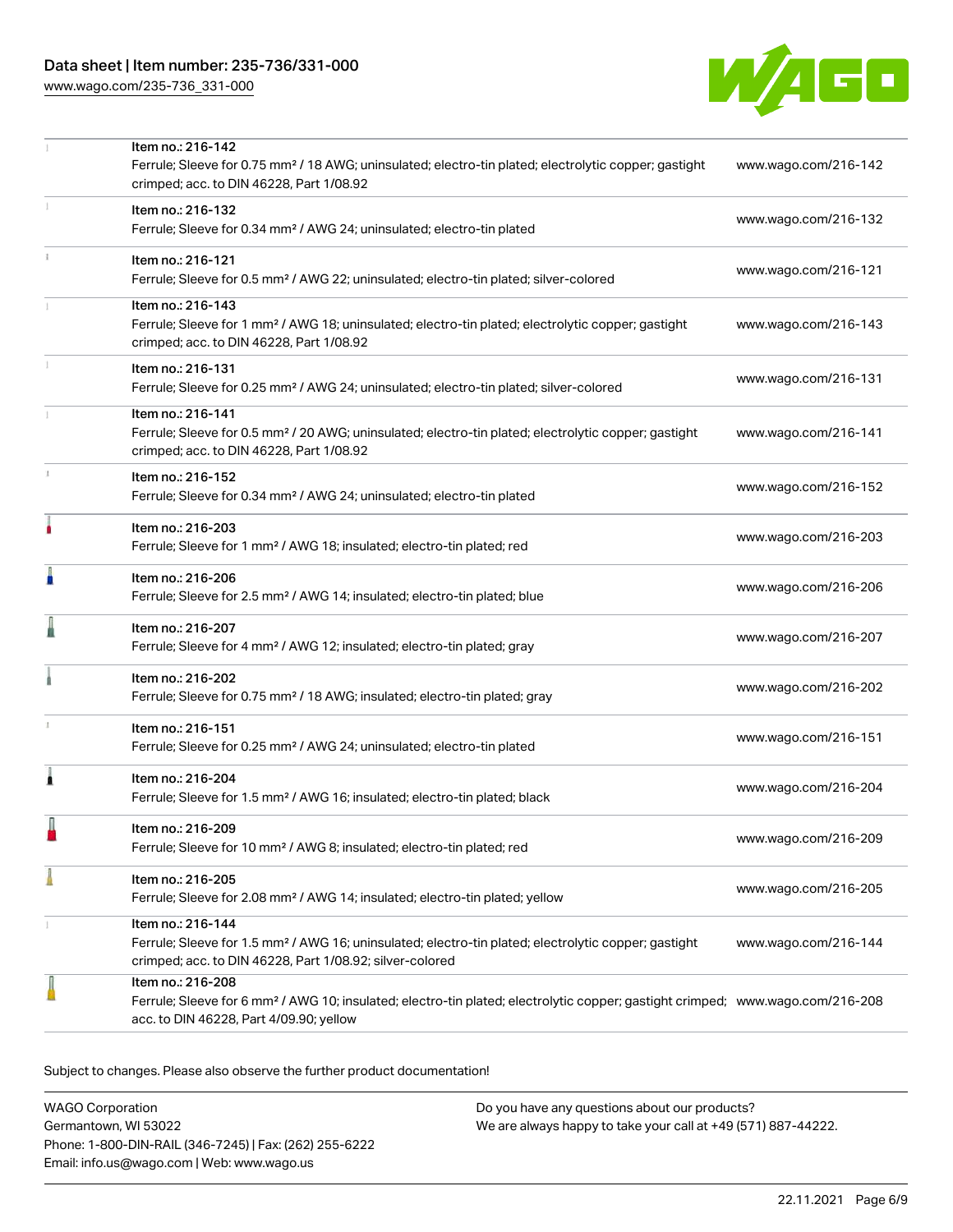| | | |
|---|---|---|
| | Item no.: 216-142<br>Ferrule; Sleeve for 0.75 mm² / 18 AWG; uninsulated; electro-tin plated; electrolytic copper; gastight crimped; acc. to DIN 46228, Part 1/08.92 | www.wago.com/216-142 |
| | Item no.: 216-132<br>Ferrule; Sleeve for 0.34 mm² / AWG 24; uninsulated; electro-tin plated | www.wago.com/216-132 |
| | Item no.: 216-121<br>Ferrule; Sleeve for 0.5 mm² / AWG 22; uninsulated; electro-tin plated; silver-colored | www.wago.com/216-121 |
| | Item no.: 216-143<br>Ferrule; Sleeve for 1 mm² / AWG 18; uninsulated; electro-tin plated; electrolytic copper; gastight crimped; acc. to DIN 46228, Part 1/08.92 | www.wago.com/216-143 |
| | Item no.: 216-131<br>Ferrule; Sleeve for 0.25 mm² / AWG 24; uninsulated; electro-tin plated; silver-colored | www.wago.com/216-131 |
| | Item no.: 216-141<br>Ferrule; Sleeve for 0.5 mm² / 20 AWG; uninsulated; electro-tin plated; electrolytic copper; gastight crimped; acc. to DIN 46228, Part 1/08.92 | www.wago.com/216-141 |
| | Item no.: 216-152<br>Ferrule; Sleeve for 0.34 mm² / AWG 24; uninsulated; electro-tin plated | www.wago.com/216-152 |
| | Item no.: 216-203<br>Ferrule; Sleeve for 1 mm² / AWG 18; insulated; electro-tin plated; red | www.wago.com/216-203 |
| | Item no.: 216-206<br>Ferrule; Sleeve for 2.5 mm² / AWG 14; insulated; electro-tin plated; blue | www.wago.com/216-206 |
| | Item no.: 216-207<br>Ferrule; Sleeve for 4 mm² / AWG 12; insulated; electro-tin plated; gray | www.wago.com/216-207 |
| | Item no.: 216-202<br>Ferrule; Sleeve for 0.75 mm² / 18 AWG; insulated; electro-tin plated; gray | www.wago.com/216-202 |
| | Item no.: 216-151<br>Ferrule; Sleeve for 0.25 mm² / AWG 24; uninsulated; electro-tin plated | www.wago.com/216-151 |
| | Item no.: 216-204<br>Ferrule; Sleeve for 1.5 mm² / AWG 16; insulated; electro-tin plated; black | www.wago.com/216-204 |
| | Item no.: 216-209<br>Ferrule; Sleeve for 10 mm² / AWG 8; insulated; electro-tin plated; red | www.wago.com/216-209 |
| | Item no.: 216-205<br>Ferrule; Sleeve for 2.08 mm² / AWG 14; insulated; electro-tin plated; yellow | www.wago.com/216-205 |
| | Item no.: 216-144<br>Ferrule; Sleeve for 1.5 mm² / AWG 16; uninsulated; electro-tin plated; electrolytic copper; gastight crimped; acc. to DIN 46228, Part 1/08.92; silver-colored | www.wago.com/216-144 |
| | Item no.: 216-208<br>Ferrule; Sleeve for 6 mm² / AWG 10; insulated; electro-tin plated; electrolytic copper; gastight crimped; acc. to DIN 46228, Part 4/09.90; yellow | www.wago.com/216-208 |

Subject to changes. Please also observe the further product documentation!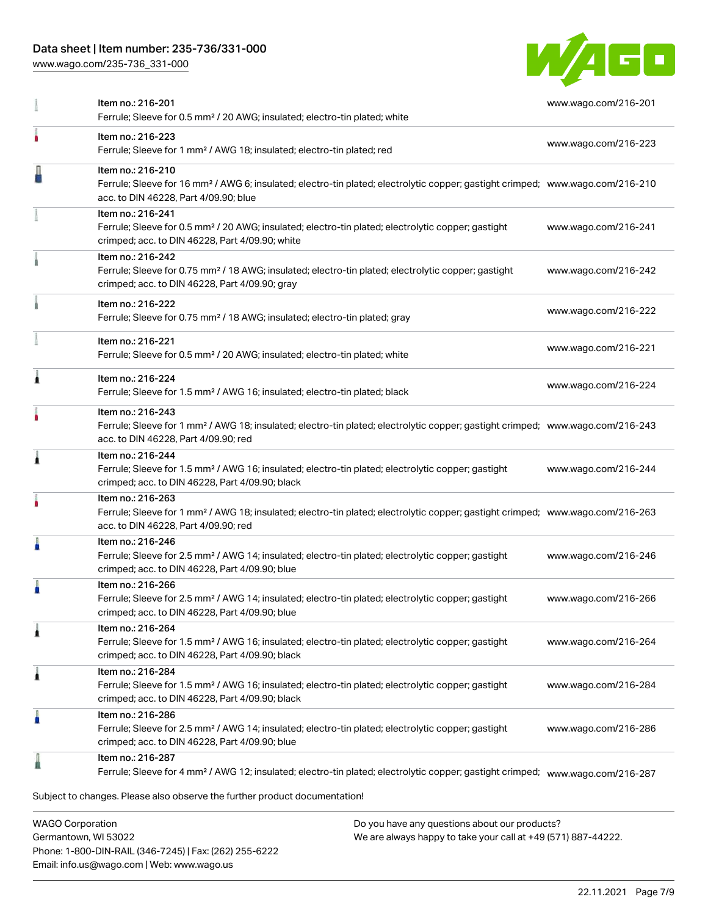| | | |
|---|---|---|
| | Item no.: 216-201<br>Ferrule; Sleeve for 0.5 mm² / 20 AWG; insulated; electro-tin plated; white | www.wago.com/216-201 |
| | Item no.: 216-223<br>Ferrule; Sleeve for 1 mm² / AWG 18; insulated; electro-tin plated; red | www.wago.com/216-223 |
| | Item no.: 216-210<br>Ferrule; Sleeve for 16 mm² / AWG 6; insulated; electro-tin plated; electrolytic copper; gastight crimped; acc. to DIN 46228, Part 4/09.90; blue | www.wago.com/216-210 |
| | Item no.: 216-241<br>Ferrule; Sleeve for 0.5 mm² / 20 AWG; insulated; electro-tin plated; electrolytic copper; gastight crimped; acc. to DIN 46228, Part 4/09.90; white | www.wago.com/216-241 |
| | Item no.: 216-242<br>Ferrule; Sleeve for 0.75 mm² / 18 AWG; insulated; electro-tin plated; electrolytic copper; gastight crimped; acc. to DIN 46228, Part 4/09.90; gray | www.wago.com/216-242 |
| | Item no.: 216-222<br>Ferrule; Sleeve for 0.75 mm² / 18 AWG; insulated; electro-tin plated; gray | www.wago.com/216-222 |
| | Item no.: 216-221<br>Ferrule; Sleeve for 0.5 mm² / 20 AWG; insulated; electro-tin plated; white | www.wago.com/216-221 |
| | Item no.: 216-224<br>Ferrule; Sleeve for 1.5 mm² / AWG 16; insulated; electro-tin plated; black | www.wago.com/216-224 |
| | Item no.: 216-243<br>Ferrule; Sleeve for 1 mm² / AWG 18; insulated; electro-tin plated; electrolytic copper; gastight crimped; acc. to DIN 46228, Part 4/09.90; red | www.wago.com/216-243 |
| | Item no.: 216-244<br>Ferrule; Sleeve for 1.5 mm² / AWG 16; insulated; electro-tin plated; electrolytic copper; gastight crimped; acc. to DIN 46228, Part 4/09.90; black | www.wago.com/216-244 |
| | Item no.: 216-263<br>Ferrule; Sleeve for 1 mm² / AWG 18; insulated; electro-tin plated; electrolytic copper; gastight crimped; acc. to DIN 46228, Part 4/09.90; red | www.wago.com/216-263 |
| | Item no.: 216-246<br>Ferrule; Sleeve for 2.5 mm² / AWG 14; insulated; electro-tin plated; electrolytic copper; gastight crimped; acc. to DIN 46228, Part 4/09.90; blue | www.wago.com/216-246 |
| | Item no.: 216-266<br>Ferrule; Sleeve for 2.5 mm² / AWG 14; insulated; electro-tin plated; electrolytic copper; gastight crimped; acc. to DIN 46228, Part 4/09.90; blue | www.wago.com/216-266 |
| | Item no.: 216-264<br>Ferrule; Sleeve for 1.5 mm² / AWG 16; insulated; electro-tin plated; electrolytic copper; gastight crimped; acc. to DIN 46228, Part 4/09.90; black | www.wago.com/216-264 |
| | Item no.: 216-284<br>Ferrule; Sleeve for 1.5 mm² / AWG 16; insulated; electro-tin plated; electrolytic copper; gastight crimped; acc. to DIN 46228, Part 4/09.90; black | www.wago.com/216-284 |
| | Item no.: 216-286<br>Ferrule; Sleeve for 2.5 mm² / AWG 14; insulated; electro-tin plated; electrolytic copper; gastight crimped; acc. to DIN 46228, Part 4/09.90; blue | www.wago.com/216-286 |
| | Item no.: 216-287<br>Ferrule; Sleeve for 4 mm² / AWG 12; insulated; electro-tin plated; electrolytic copper; gastight crimped; | www.wago.com/216-287 |

Subject to changes. Please also observe the further product documentation!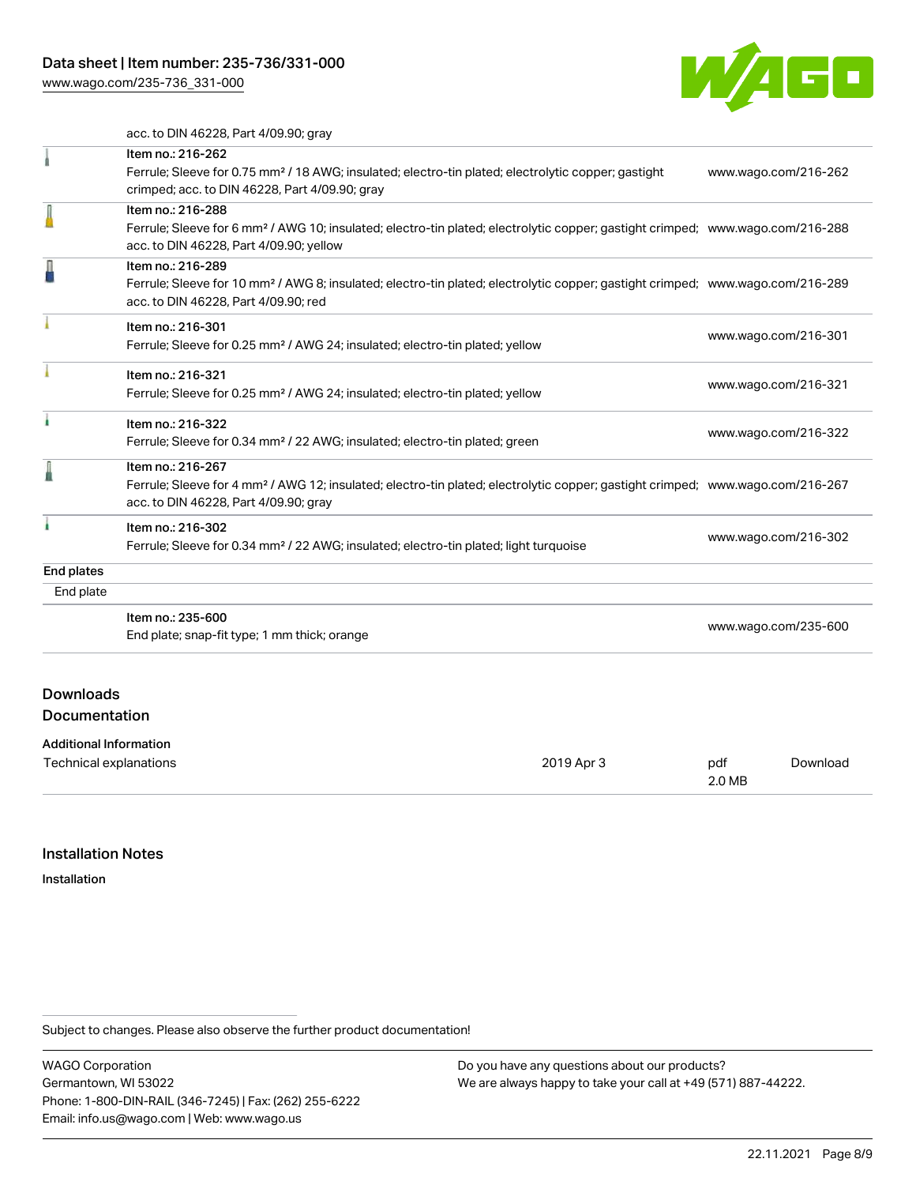| | | |
|---|---|---|
| | acc. to DIN 46228, Part 4/09.90; gray | |
| | Item no.: 216-262<br>Ferrule; Sleeve for 0.75 mm² / 18 AWG; insulated; electro-tin plated; electrolytic copper; gastight crimped; acc. to DIN 46228, Part 4/09.90; gray | www.wago.com/216-262 |
| | Item no.: 216-288<br>Ferrule; Sleeve for 6 mm² / AWG 10; insulated; electro-tin plated; electrolytic copper; gastight crimped; acc. to DIN 46228, Part 4/09.90; yellow | www.wago.com/216-288 |
| | Item no.: 216-289<br>Ferrule; Sleeve for 10 mm² / AWG 8; insulated; electro-tin plated; electrolytic copper; gastight crimped; acc. to DIN 46228, Part 4/09.90; red | www.wago.com/216-289 |
| | Item no.: 216-301<br>Ferrule; Sleeve for 0.25 mm² / AWG 24; insulated; electro-tin plated; yellow | www.wago.com/216-301 |
| | Item no.: 216-321<br>Ferrule; Sleeve for 0.25 mm² / AWG 24; insulated; electro-tin plated; yellow | www.wago.com/216-321 |
| | Item no.: 216-322<br>Ferrule; Sleeve for 0.34 mm² / 22 AWG; insulated; electro-tin plated; green | www.wago.com/216-322 |
| | Item no.: 216-267<br>Ferrule; Sleeve for 4 mm² / AWG 12; insulated; electro-tin plated; electrolytic copper; gastight crimped; acc. to DIN 46228, Part 4/09.90; gray | www.wago.com/216-267 |
| | Item no.: 216-302<br>Ferrule; Sleeve for 0.34 mm² / 22 AWG; insulated; electro-tin plated; light turquoise | www.wago.com/216-302 |
| **End plates** | | |
| End plate | | |
| | Item no.: 235-600<br>End plate; snap-fit type; 1 mm thick; orange | www.wago.com/235-600 |

## Downloads

### Documentation

**Additional Information**

| | | | |
|---|---|---|---|
| Technical explanations | 2019 Apr 3 | pdf<br>2.0 MB | Download |

## Installation Notes

**Installation**

Subject to changes. Please also observe the further product documentation!

WAGO Corporation
Germantown, WI 53022
Phone: 1-800-DIN-RAIL (346-7245) | Fax: (262) 255-6222
Email: info.us@wago.com | Web: www.wago.us

Do you have any questions about our products?
We are always happy to take your call at +49 (571) 887-44222.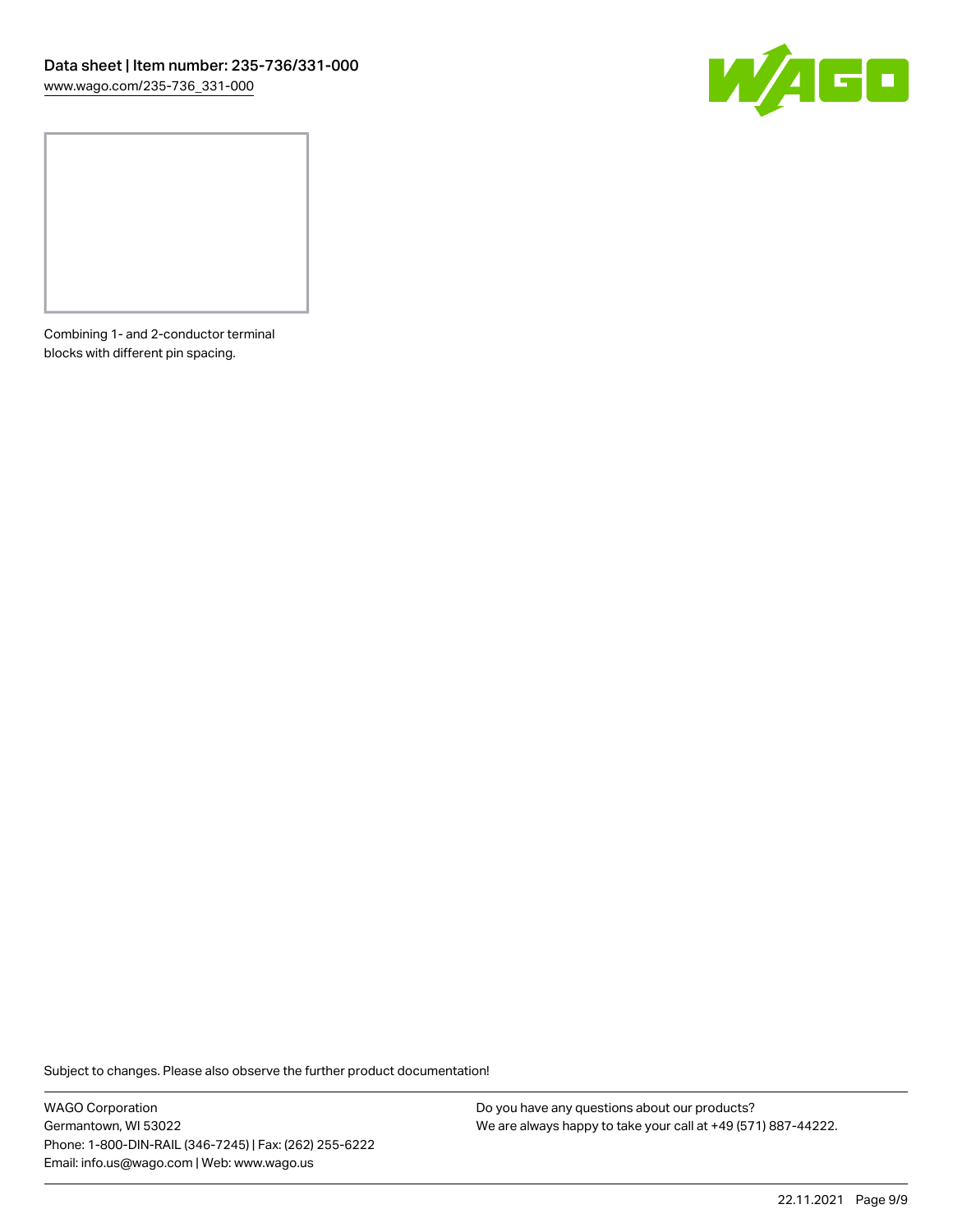Combining 1- and 2-conductor terminal blocks with different pin spacing.

Subject to changes. Please also observe the further product documentation!

WAGO Corporation
Germantown, WI 53022
Phone: 1-800-DIN-RAIL (346-7245) | Fax: (262) 255-6222
Email: info.us@wago.com | Web: www.wago.us

Do you have any questions about our products?
We are always happy to take your call at +49 (571) 887-44222.